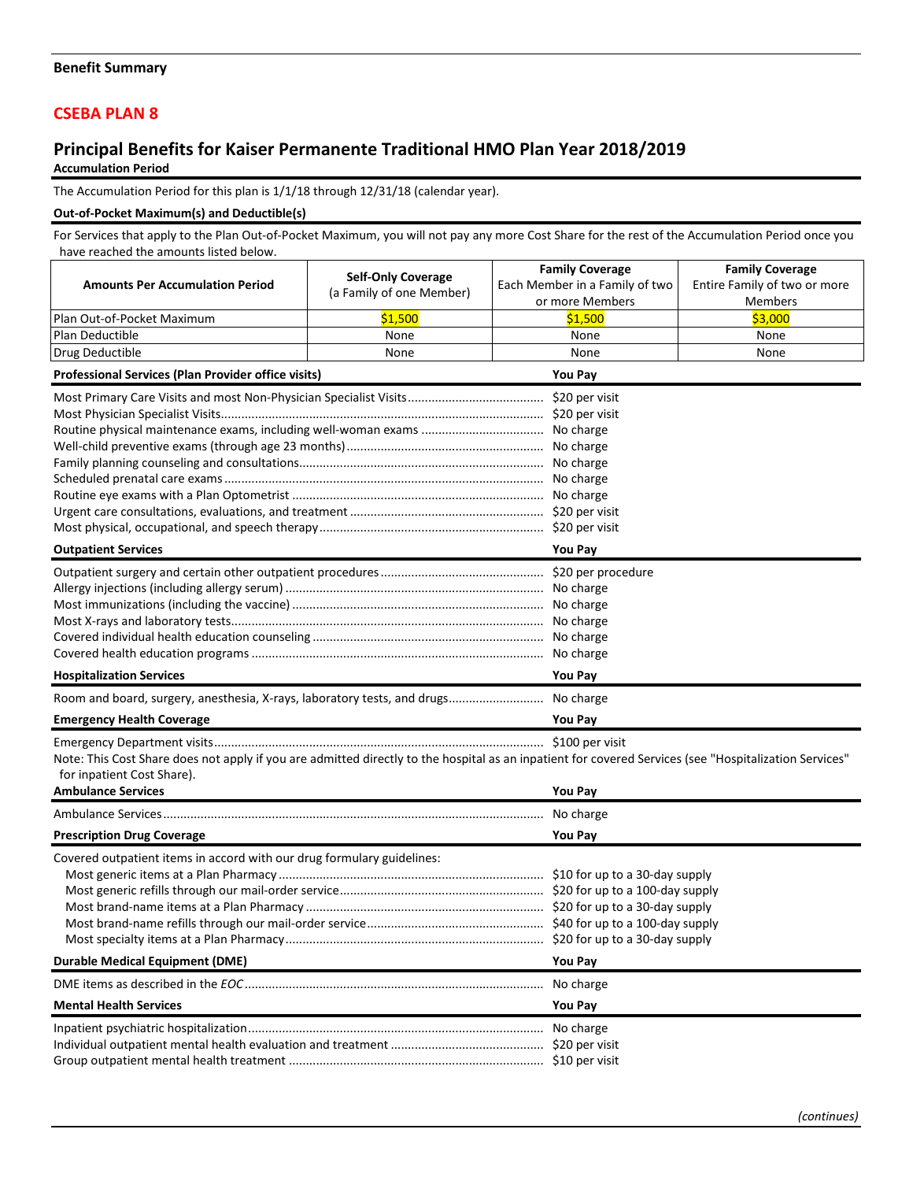**Benefit Summary**

## CSEBA PLAN 8

## Principal Benefits for Kaiser Permanente Traditional HMO Plan Year 2018/2019

**Accumulation Period**

The Accumulation Period for this plan is 1/1/18 through 12/31/18 (calendar year).

**Out-of-Pocket Maximum(s) and Deductible(s)**

For Services that apply to the Plan Out-of-Pocket Maximum, you will not pay any more Cost Share for the rest of the Accumulation Period once you have reached the amounts listed below.

| Amounts Per Accumulation Period | Self-Only Coverage (a Family of one Member) | Family Coverage Each Member in a Family of two or more Members | Family Coverage Entire Family of two or more Members |
|---|---|---|---|
| Plan Out-of-Pocket Maximum | $1,500 | $1,500 | $3,000 |
| Plan Deductible | None | None | None |
| Drug Deductible | None | None | None |

| Professional Services (Plan Provider office visits) | You Pay |
|---|---|
| Most Primary Care Visits and most Non-Physician Specialist Visits | $20 per visit |
| Most Physician Specialist Visits | $20 per visit |
| Routine physical maintenance exams, including well-woman exams | No charge |
| Well-child preventive exams (through age 23 months) | No charge |
| Family planning counseling and consultations | No charge |
| Scheduled prenatal care exams | No charge |
| Routine eye exams with a Plan Optometrist | No charge |
| Urgent care consultations, evaluations, and treatment | $20 per visit |
| Most physical, occupational, and speech therapy | $20 per visit |

| Outpatient Services | You Pay |
|---|---|
| Outpatient surgery and certain other outpatient procedures | $20 per procedure |
| Allergy injections (including allergy serum) | No charge |
| Most immunizations (including the vaccine) | No charge |
| Most X-rays and laboratory tests | No charge |
| Covered individual health education counseling | No charge |
| Covered health education programs | No charge |

| Hospitalization Services | You Pay |
|---|---|
| Room and board, surgery, anesthesia, X-rays, laboratory tests, and drugs | No charge |

| Emergency Health Coverage | You Pay |
|---|---|
| Emergency Department visits | $100 per visit |

Note: This Cost Share does not apply if you are admitted directly to the hospital as an inpatient for covered Services (see "Hospitalization Services" for inpatient Cost Share).

| Ambulance Services | You Pay |
|---|---|
| Ambulance Services | No charge |

| Prescription Drug Coverage | You Pay |
|---|---|
| Covered outpatient items in accord with our drug formulary guidelines: | |
| Most generic items at a Plan Pharmacy | $10 for up to a 30-day supply |
| Most generic refills through our mail-order service | $20 for up to a 100-day supply |
| Most brand-name items at a Plan Pharmacy | $20 for up to a 30-day supply |
| Most brand-name refills through our mail-order service | $40 for up to a 100-day supply |
| Most specialty items at a Plan Pharmacy | $20 for up to a 30-day supply |

| Durable Medical Equipment (DME) | You Pay |
|---|---|
| DME items as described in the *EOC* | No charge |

| Mental Health Services | You Pay |
|---|---|
| Inpatient psychiatric hospitalization | No charge |
| Individual outpatient mental health evaluation and treatment | $20 per visit |
| Group outpatient mental health treatment | $10 per visit |

*(continues)*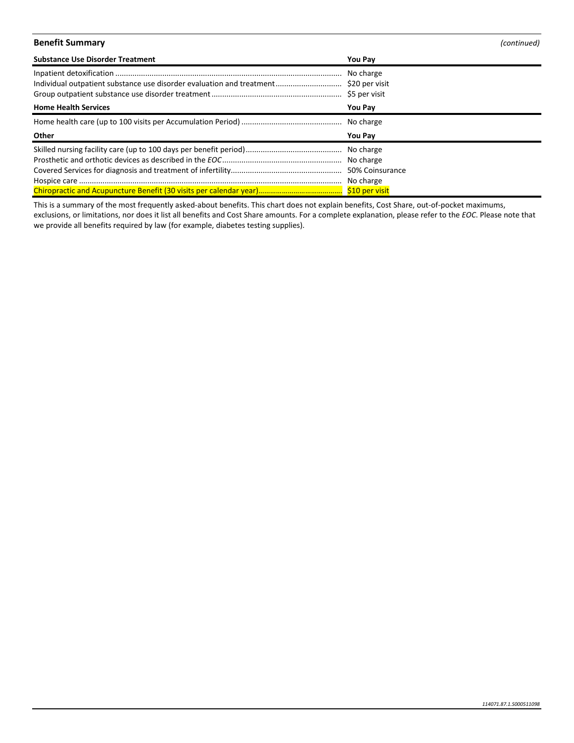## Benefit Summary *(continued)*

| Substance Use Disorder Treatment | You Pay |
| --- | --- |
| Inpatient detoxification | No charge |
| Individual outpatient substance use disorder evaluation and treatment | $20 per visit |
| Group outpatient substance use disorder treatment | $5 per visit |

| Home Health Services | You Pay |
| --- | --- |
| Home health care (up to 100 visits per Accumulation Period) | No charge |

| Other | You Pay |
| --- | --- |
| Skilled nursing facility care (up to 100 days per benefit period) | No charge |
| Prosthetic and orthotic devices as described in the *EOC* | No charge |
| Covered Services for diagnosis and treatment of infertility | 50% Coinsurance |
| Hospice care | No charge |
| Chiropractic and Acupuncture Benefit (30 visits per calendar year) | $10 per visit |

This is a summary of the most frequently asked-about benefits. This chart does not explain benefits, Cost Share, out-of-pocket maximums, exclusions, or limitations, nor does it list all benefits and Cost Share amounts. For a complete explanation, please refer to the *EOC*. Please note that we provide all benefits required by law (for example, diabetes testing supplies).

*114071.87.1.S000511098*